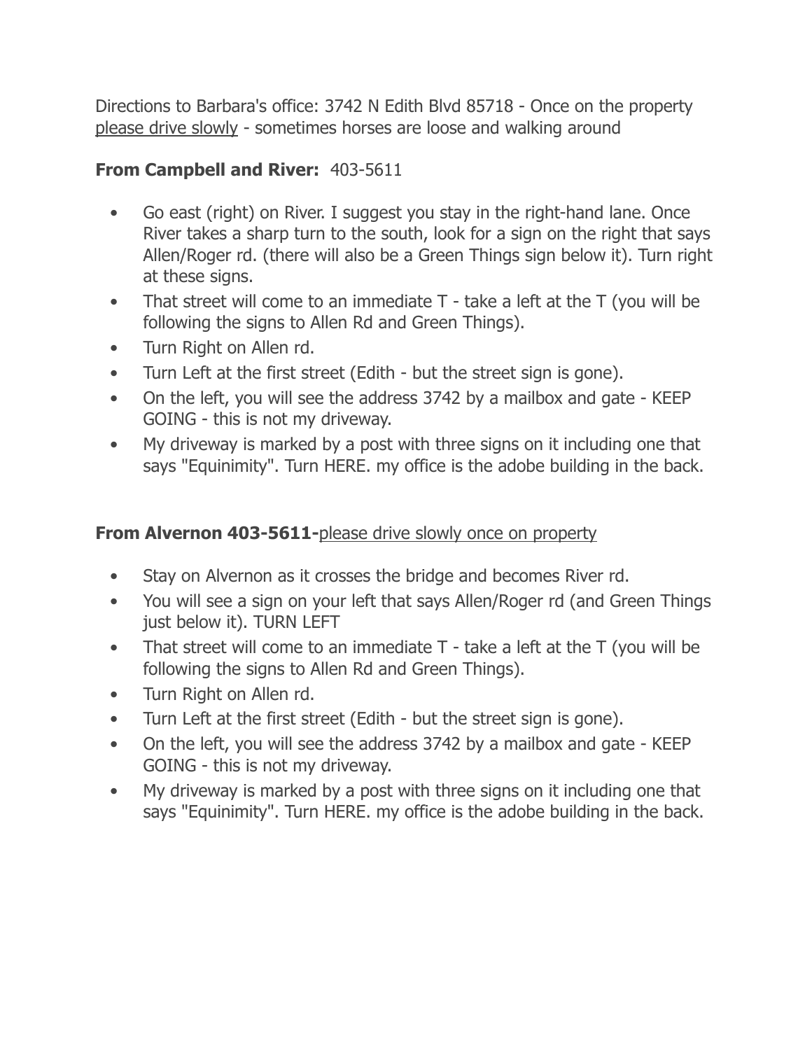Directions to Barbara's office: 3742 N Edith Blvd 85718 - Once on the property <u>please drive slowly</u> - sometimes horses are loose and walking around

**From Campbell and River:** 403-5611

- Go east (right) on River. I suggest you stay in the right-hand lane. Once River takes a sharp turn to the south, look for a sign on the right that says Allen/Roger rd. (there will also be a Green Things sign below it). Turn right at these signs.
- That street will come to an immediate T - take a left at the T (you will be following the signs to Allen Rd and Green Things).
- Turn Right on Allen rd.
- Turn Left at the first street (Edith - but the street sign is gone).
- On the left, you will see the address 3742 by a mailbox and gate - KEEP GOING - this is not my driveway.
- My driveway is marked by a post with three signs on it including one that says "Equinimity". Turn HERE. my office is the adobe building in the back.

**From Alvernon 403-5611-**<u>please drive slowly once on property</u>

- Stay on Alvernon as it crosses the bridge and becomes River rd.
- You will see a sign on your left that says Allen/Roger rd (and Green Things just below it). TURN LEFT
- That street will come to an immediate T - take a left at the T (you will be following the signs to Allen Rd and Green Things).
- Turn Right on Allen rd.
- Turn Left at the first street (Edith - but the street sign is gone).
- On the left, you will see the address 3742 by a mailbox and gate - KEEP GOING - this is not my driveway.
- My driveway is marked by a post with three signs on it including one that says "Equinimity". Turn HERE. my office is the adobe building in the back.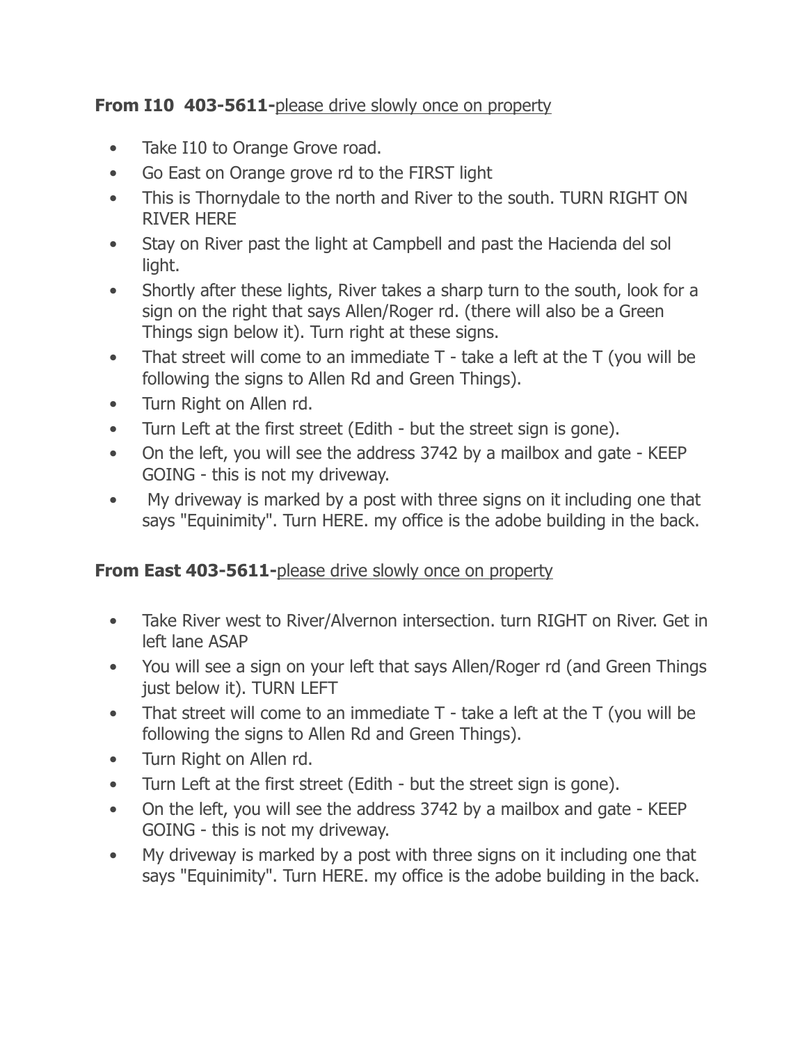**From I10 403-5611-**<u>please drive slowly once on property</u>

- Take I10 to Orange Grove road.
- Go East on Orange grove rd to the FIRST light
- This is Thornydale to the north and River to the south. TURN RIGHT ON RIVER HERE
- Stay on River past the light at Campbell and past the Hacienda del sol light.
- Shortly after these lights, River takes a sharp turn to the south, look for a sign on the right that says Allen/Roger rd. (there will also be a Green Things sign below it). Turn right at these signs.
- That street will come to an immediate T - take a left at the T (you will be following the signs to Allen Rd and Green Things).
- Turn Right on Allen rd.
- Turn Left at the first street (Edith - but the street sign is gone).
- On the left, you will see the address 3742 by a mailbox and gate - KEEP GOING - this is not my driveway.
- My driveway is marked by a post with three signs on it including one that says "Equinimity". Turn HERE. my office is the adobe building in the back.

**From East 403-5611-**<u>please drive slowly once on property</u>

- Take River west to River/Alvernon intersection. turn RIGHT on River. Get in left lane ASAP
- You will see a sign on your left that says Allen/Roger rd (and Green Things just below it). TURN LEFT
- That street will come to an immediate T - take a left at the T (you will be following the signs to Allen Rd and Green Things).
- Turn Right on Allen rd.
- Turn Left at the first street (Edith - but the street sign is gone).
- On the left, you will see the address 3742 by a mailbox and gate - KEEP GOING - this is not my driveway.
- My driveway is marked by a post with three signs on it including one that says "Equinimity". Turn HERE. my office is the adobe building in the back.